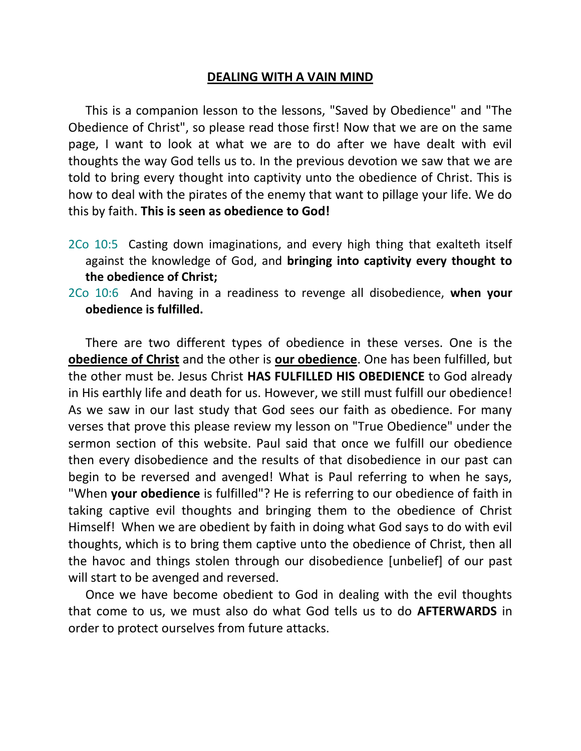# <u>DEALING WITH A VAIN MIND</u>

This is a companion lesson to the lessons, "Saved by Obedience" and "The Obedience of Christ", so please read those first! Now that we are on the same page, I want to look at what we are to do after we have dealt with evil thoughts the way God tells us to. In the previous devotion we saw that we are told to bring every thought into captivity unto the obedience of Christ. This is how to deal with the pirates of the enemy that want to pillage your life. We do this by faith. **This is seen as obedience to God!**

2Co 10:5 Casting down imaginations, and every high thing that exalteth itself against the knowledge of God, and **bringing into captivity every thought to the obedience of Christ;**

2Co 10:6 And having in a readiness to revenge all disobedience, **when your obedience is fulfilled.**

There are two different types of obedience in these verses. One is the **<u>obedience of Christ</u>** and the other is **<u>our obedience</u>**. One has been fulfilled, but the other must be. Jesus Christ **HAS FULFILLED HIS OBEDIENCE** to God already in His earthly life and death for us. However, we still must fulfill our obedience! As we saw in our last study that God sees our faith as obedience. For many verses that prove this please review my lesson on "True Obedience" under the sermon section of this website. Paul said that once we fulfill our obedience then every disobedience and the results of that disobedience in our past can begin to be reversed and avenged! What is Paul referring to when he says, "When **your obedience** is fulfilled"? He is referring to our obedience of faith in taking captive evil thoughts and bringing them to the obedience of Christ Himself! When we are obedient by faith in doing what God says to do with evil thoughts, which is to bring them captive unto the obedience of Christ, then all the havoc and things stolen through our disobedience [unbelief] of our past will start to be avenged and reversed.

Once we have become obedient to God in dealing with the evil thoughts that come to us, we must also do what God tells us to do **AFTERWARDS** in order to protect ourselves from future attacks.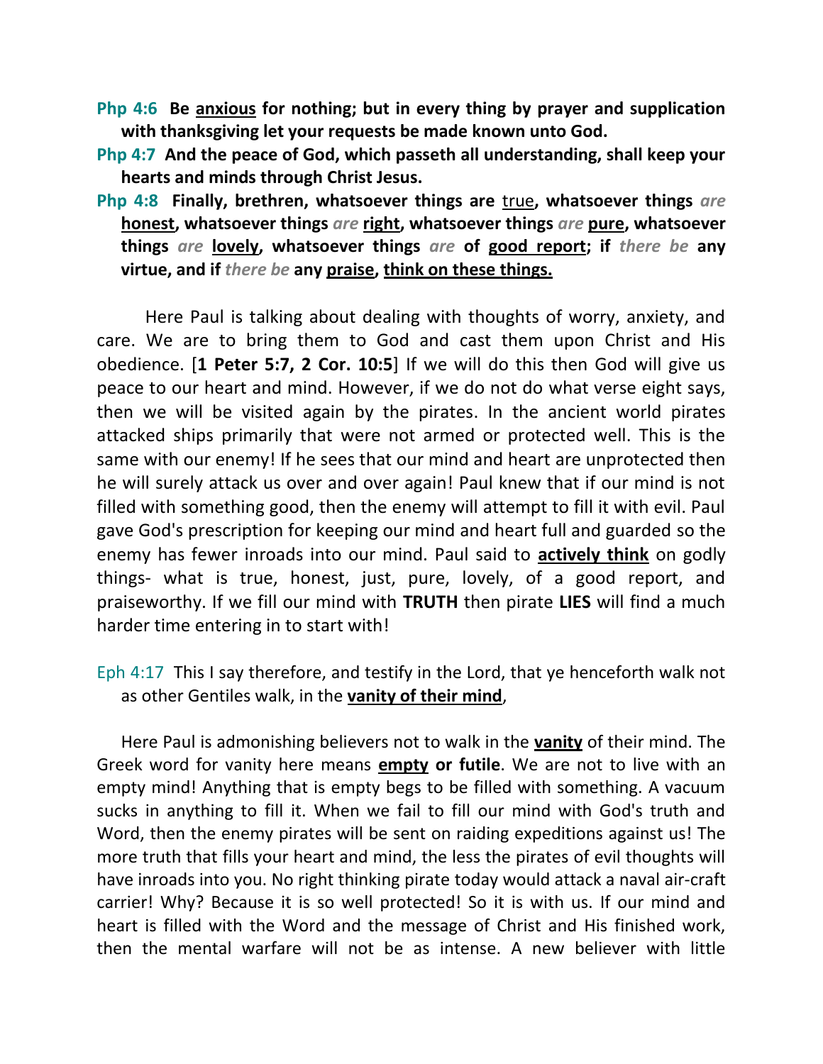**Php 4:6** **Be <u>anxious</u> for nothing; but in every thing by prayer and supplication with thanksgiving let your requests be made known unto God.**

**Php 4:7** **And the peace of God, which passeth all understanding, shall keep your hearts and minds through Christ Jesus.**

**Php 4:8** **Finally, brethren, whatsoever things are** <u>true</u>**, whatsoever things** *are* **<u>honest</u>, whatsoever things** *are* **<u>right</u>, whatsoever things** *are* **<u>pure</u>, whatsoever things** *are* **<u>lovely</u>, whatsoever things** *are* **of <u>good report</u>; if** *there be* **any virtue, and if** *there be* **any <u>praise</u>, <u>think on these things.</u>**

Here Paul is talking about dealing with thoughts of worry, anxiety, and care. We are to bring them to God and cast them upon Christ and His obedience. [**1 Peter 5:7, 2 Cor. 10:5**] If we will do this then God will give us peace to our heart and mind. However, if we do not do what verse eight says, then we will be visited again by the pirates. In the ancient world pirates attacked ships primarily that were not armed or protected well. This is the same with our enemy! If he sees that our mind and heart are unprotected then he will surely attack us over and over again! Paul knew that if our mind is not filled with something good, then the enemy will attempt to fill it with evil. Paul gave God's prescription for keeping our mind and heart full and guarded so the enemy has fewer inroads into our mind. Paul said to **<u>actively think</u>** on godly things- what is true, honest, just, pure, lovely, of a good report, and praiseworthy. If we fill our mind with **TRUTH** then pirate **LIES** will find a much harder time entering in to start with!

Eph 4:17 This I say therefore, and testify in the Lord, that ye henceforth walk not as other Gentiles walk, in the **<u>vanity of their mind</u>**,

Here Paul is admonishing believers not to walk in the **<u>vanity</u>** of their mind. The Greek word for vanity here means **<u>empty</u> or futile**. We are not to live with an empty mind! Anything that is empty begs to be filled with something. A vacuum sucks in anything to fill it. When we fail to fill our mind with God's truth and Word, then the enemy pirates will be sent on raiding expeditions against us! The more truth that fills your heart and mind, the less the pirates of evil thoughts will have inroads into you. No right thinking pirate today would attack a naval air-craft carrier! Why? Because it is so well protected! So it is with us. If our mind and heart is filled with the Word and the message of Christ and His finished work, then the mental warfare will not be as intense. A new believer with little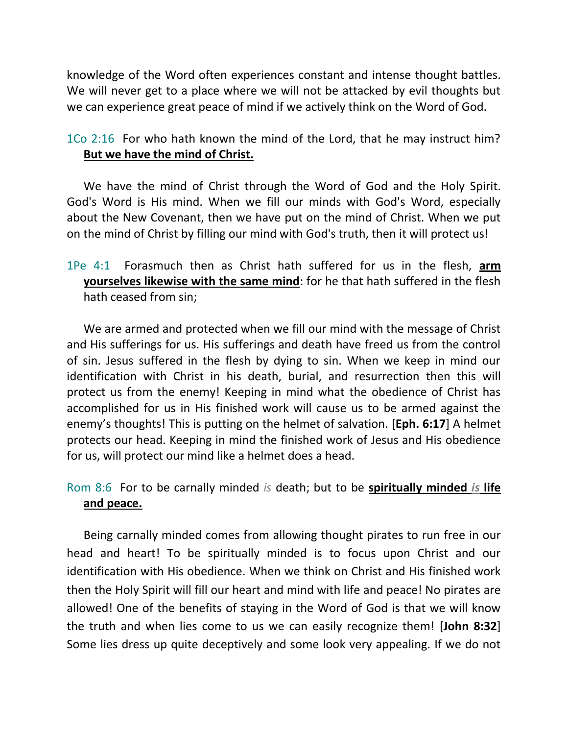knowledge of the Word often experiences constant and intense thought battles. We will never get to a place where we will not be attacked by evil thoughts but we can experience great peace of mind if we actively think on the Word of God.

1Co 2:16  For who hath known the mind of the Lord, that he may instruct him? **But we have the mind of Christ.**

We have the mind of Christ through the Word of God and the Holy Spirit. God's Word is His mind. When we fill our minds with God's Word, especially about the New Covenant, then we have put on the mind of Christ. When we put on the mind of Christ by filling our mind with God's truth, then it will protect us!

1Pe 4:1  Forasmuch then as Christ hath suffered for us in the flesh, **arm yourselves likewise with the same mind**: for he that hath suffered in the flesh hath ceased from sin;

We are armed and protected when we fill our mind with the message of Christ and His sufferings for us. His sufferings and death have freed us from the control of sin. Jesus suffered in the flesh by dying to sin. When we keep in mind our identification with Christ in his death, burial, and resurrection then this will protect us from the enemy! Keeping in mind what the obedience of Christ has accomplished for us in His finished work will cause us to be armed against the enemy's thoughts! This is putting on the helmet of salvation. [**Eph. 6:17**] A helmet protects our head. Keeping in mind the finished work of Jesus and His obedience for us, will protect our mind like a helmet does a head.

Rom 8:6  For to be carnally minded *is* death; but to be **spiritually minded *is* life and peace.**

Being carnally minded comes from allowing thought pirates to run free in our head and heart! To be spiritually minded is to focus upon Christ and our identification with His obedience. When we think on Christ and His finished work then the Holy Spirit will fill our heart and mind with life and peace! No pirates are allowed! One of the benefits of staying in the Word of God is that we will know the truth and when lies come to us we can easily recognize them! [**John 8:32**] Some lies dress up quite deceptively and some look very appealing. If we do not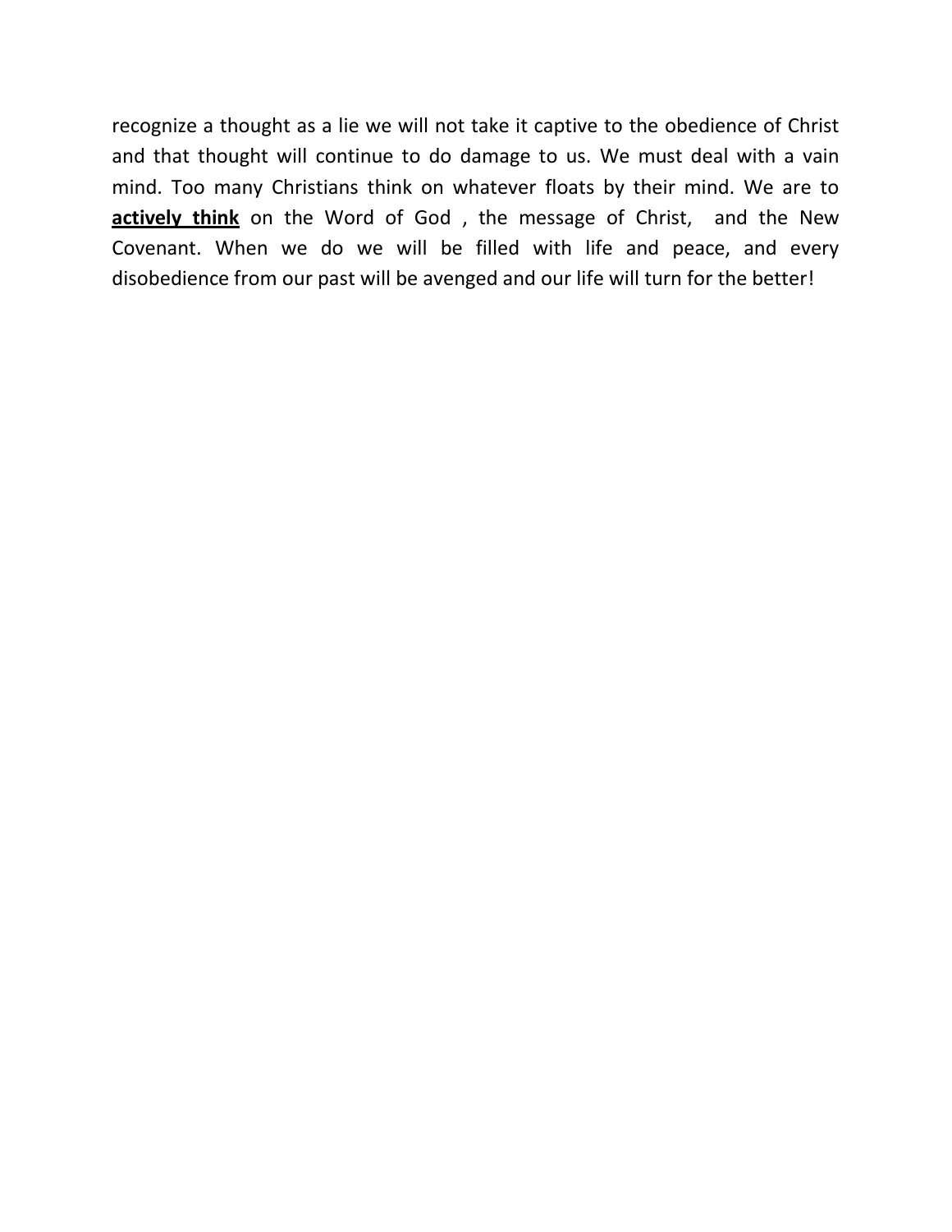recognize a thought as a lie we will not take it captive to the obedience of Christ and that thought will continue to do damage to us. We must deal with a vain mind. Too many Christians think on whatever floats by their mind. We are to **actively think** on the Word of God , the message of Christ, and the New Covenant. When we do we will be filled with life and peace, and every disobedience from our past will be avenged and our life will turn for the better!